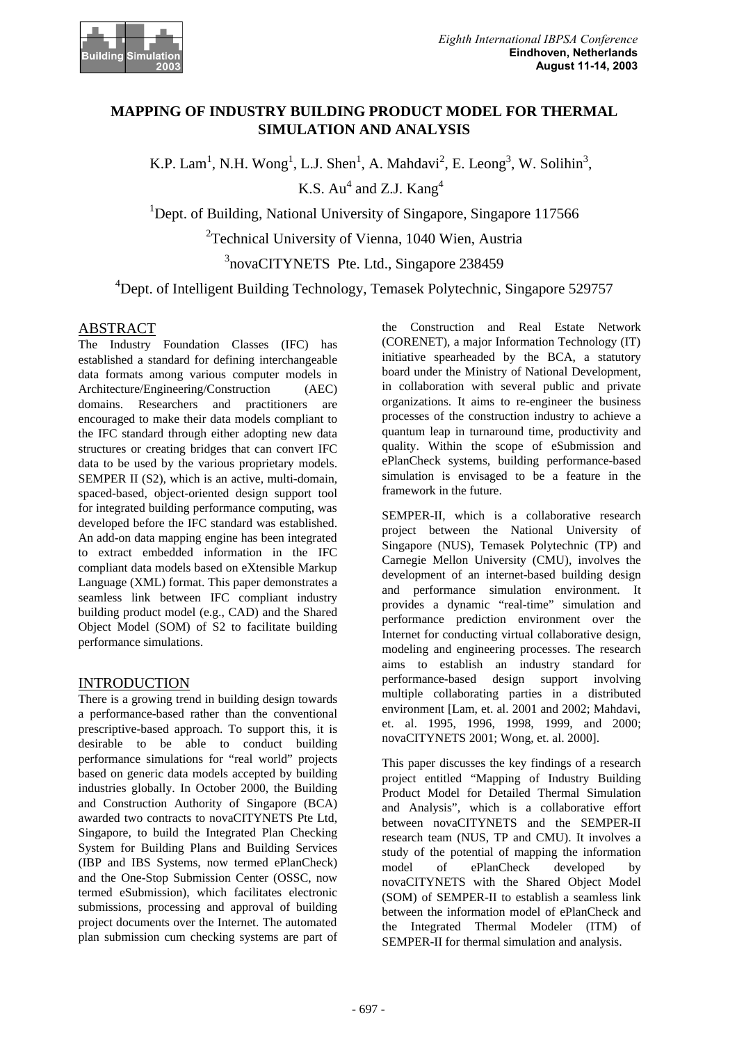# MAPPING OF INDUSTRY BUILDING PRODUCT MODEL FOR THERMAL SIMULATION AND ANALYSIS

K.P. Lam[1], N.H. Wong[1], L.J. Shen[1], A. Mahdavi[2], E. Leong[3], W. Solihin[3], K.S. Au[4] and Z.J. Kang[4]

[1]Dept. of Building, National University of Singapore, Singapore 117566

[2]Technical University of Vienna, 1040 Wien, Austria

[3]novaCITYNETS Pte. Ltd., Singapore 238459

[4]Dept. of Intelligent Building Technology, Temasek Polytechnic, Singapore 529757

## ABSTRACT

The Industry Foundation Classes (IFC) has established a standard for defining interchangeable data formats among various computer models in Architecture/Engineering/Construction (AEC) domains. Researchers and practitioners are encouraged to make their data models compliant to the IFC standard through either adopting new data structures or creating bridges that can convert IFC data to be used by the various proprietary models. SEMPER II (S2), which is an active, multi-domain, spaced-based, object-oriented design support tool for integrated building performance computing, was developed before the IFC standard was established. An add-on data mapping engine has been integrated to extract embedded information in the IFC compliant data models based on eXtensible Markup Language (XML) format. This paper demonstrates a seamless link between IFC compliant industry building product model (e.g., CAD) and the Shared Object Model (SOM) of S2 to facilitate building performance simulations.

## INTRODUCTION

There is a growing trend in building design towards a performance-based rather than the conventional prescriptive-based approach. To support this, it is desirable to be able to conduct building performance simulations for "real world" projects based on generic data models accepted by building industries globally. In October 2000, the Building and Construction Authority of Singapore (BCA) awarded two contracts to novaCITYNETS Pte Ltd, Singapore, to build the Integrated Plan Checking System for Building Plans and Building Services (IBP and IBS Systems, now termed ePlanCheck) and the One-Stop Submission Center (OSSC, now termed eSubmission), which facilitates electronic submissions, processing and approval of building project documents over the Internet. The automated plan submission cum checking systems are part of the Construction and Real Estate Network (CORENET), a major Information Technology (IT) initiative spearheaded by the BCA, a statutory board under the Ministry of National Development, in collaboration with several public and private organizations. It aims to re-engineer the business processes of the construction industry to achieve a quantum leap in turnaround time, productivity and quality. Within the scope of eSubmission and ePlanCheck systems, building performance-based simulation is envisaged to be a feature in the framework in the future.

SEMPER-II, which is a collaborative research project between the National University of Singapore (NUS), Temasek Polytechnic (TP) and Carnegie Mellon University (CMU), involves the development of an internet-based building design and performance simulation environment. It provides a dynamic "real-time" simulation and performance prediction environment over the Internet for conducting virtual collaborative design, modeling and engineering processes. The research aims to establish an industry standard for performance-based design support involving multiple collaborating parties in a distributed environment [Lam, et. al. 2001 and 2002; Mahdavi, et. al. 1995, 1996, 1998, 1999, and 2000; novaCITYNETS 2001; Wong, et. al. 2000].

This paper discusses the key findings of a research project entitled "Mapping of Industry Building Product Model for Detailed Thermal Simulation and Analysis", which is a collaborative effort between novaCITYNETS and the SEMPER-II research team (NUS, TP and CMU). It involves a study of the potential of mapping the information model of ePlanCheck developed by novaCITYNETS with the Shared Object Model (SOM) of SEMPER-II to establish a seamless link between the information model of ePlanCheck and the Integrated Thermal Modeler (ITM) of SEMPER-II for thermal simulation and analysis.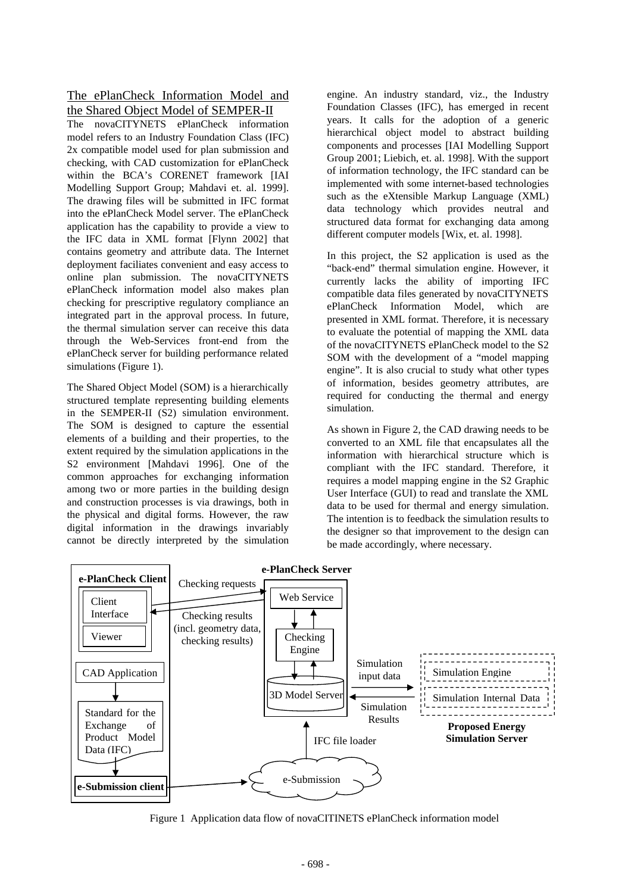## The ePlanCheck Information Model and the Shared Object Model of SEMPER-II

The novaCITYNETS ePlanCheck information model refers to an Industry Foundation Class (IFC) 2x compatible model used for plan submission and checking, with CAD customization for ePlanCheck within the BCA's CORENET framework [IAI Modelling Support Group; Mahdavi et. al. 1999]. The drawing files will be submitted in IFC format into the ePlanCheck Model server. The ePlanCheck application has the capability to provide a view to the IFC data in XML format [Flynn 2002] that contains geometry and attribute data. The Internet deployment faciliates convenient and easy access to online plan submission. The novaCITYNETS ePlanCheck information model also makes plan checking for prescriptive regulatory compliance an integrated part in the approval process. In future, the thermal simulation server can receive this data through the Web-Services front-end from the ePlanCheck server for building performance related simulations (Figure 1).

The Shared Object Model (SOM) is a hierarchically structured template representing building elements in the SEMPER-II (S2) simulation environment. The SOM is designed to capture the essential elements of a building and their properties, to the extent required by the simulation applications in the S2 environment [Mahdavi 1996]. One of the common approaches for exchanging information among two or more parties in the building design and construction processes is via drawings, both in the physical and digital forms. However, the raw digital information in the drawings invariably cannot be directly interpreted by the simulation engine. An industry standard, viz., the Industry Foundation Classes (IFC), has emerged in recent years. It calls for the adoption of a generic hierarchical object model to abstract building components and processes [IAI Modelling Support Group 2001; Liebich, et. al. 1998]. With the support of information technology, the IFC standard can be implemented with some internet-based technologies such as the eXtensible Markup Language (XML) data technology which provides neutral and structured data format for exchanging data among different computer models [Wix, et. al. 1998].

In this project, the S2 application is used as the "back-end" thermal simulation engine. However, it currently lacks the ability of importing IFC compatible data files generated by novaCITYNETS ePlanCheck Information Model, which are presented in XML format. Therefore, it is necessary to evaluate the potential of mapping the XML data of the novaCITYNETS ePlanCheck model to the S2 SOM with the development of a "model mapping engine". It is also crucial to study what other types of information, besides geometry attributes, are required for conducting the thermal and energy simulation.

As shown in Figure 2, the CAD drawing needs to be converted to an XML file that encapsulates all the information with hierarchical structure which is compliant with the IFC standard. Therefore, it requires a model mapping engine in the S2 Graphic User Interface (GUI) to read and translate the XML data to be used for thermal and energy simulation. The intention is to feedback the simulation results to the designer so that improvement to the design can be made accordingly, where necessary.

Figure 1 Application data flow of novaCITINETS ePlanCheck information model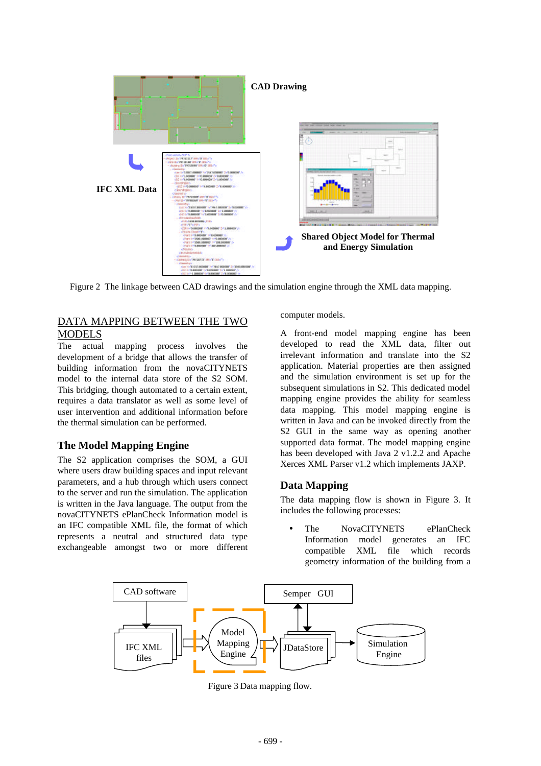Figure 2 The linkage between CAD drawings and the simulation engine through the XML data mapping.

## DATA MAPPING BETWEEN THE TWO MODELS

The actual mapping process involves the development of a bridge that allows the transfer of building information from the novaCITYNETS model to the internal data store of the S2 SOM. This bridging, though automated to a certain extent, requires a data translator as well as some level of user intervention and additional information before the thermal simulation can be performed.

### The Model Mapping Engine

The S2 application comprises the SOM, a GUI where users draw building spaces and input relevant parameters, and a hub through which users connect to the server and run the simulation. The application is written in the Java language. The output from the novaCITYNETS ePlanCheck Information model is an IFC compatible XML file, the format of which represents a neutral and structured data type exchangeable amongst two or more different computer models.

A front-end model mapping engine has been developed to read the XML data, filter out irrelevant information and translate into the S2 application. Material properties are then assigned and the simulation environment is set up for the subsequent simulations in S2. This dedicated model mapping engine provides the ability for seamless data mapping. This model mapping engine is written in Java and can be invoked directly from the S2 GUI in the same way as opening another supported data format. The model mapping engine has been developed with Java 2 v1.2.2 and Apache Xerces XML Parser v1.2 which implements JAXP.

### Data Mapping

The data mapping flow is shown in Figure 3. It includes the following processes:

- The NovaCITYNETS ePlanCheck Information model generates an IFC compatible XML file which records geometry information of the building from a

Figure 3 Data mapping flow.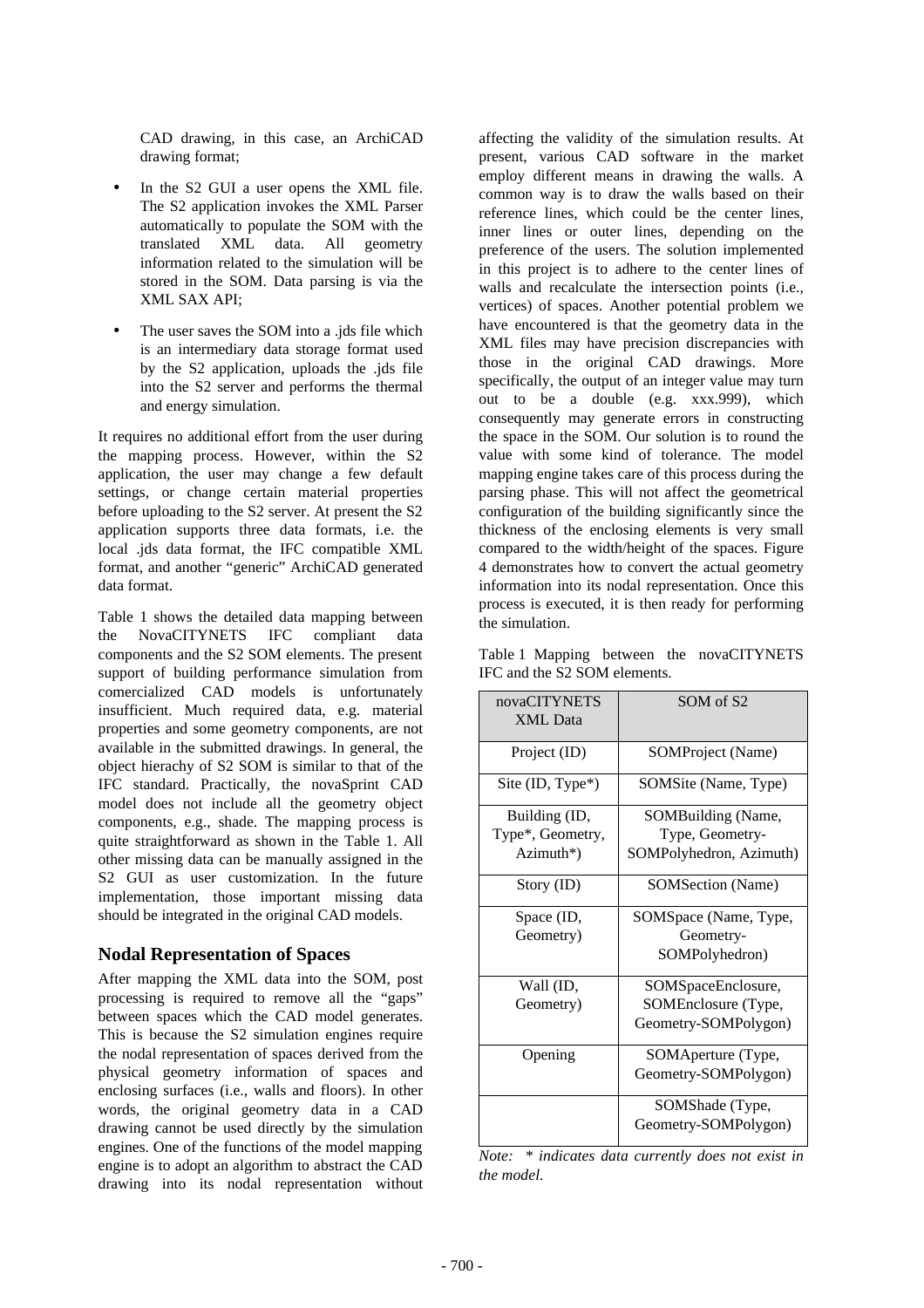CAD drawing, in this case, an ArchiCAD drawing format;

- In the S2 GUI a user opens the XML file. The S2 application invokes the XML Parser automatically to populate the SOM with the translated XML data. All geometry information related to the simulation will be stored in the SOM. Data parsing is via the XML SAX API;
- The user saves the SOM into a .jds file which is an intermediary data storage format used by the S2 application, uploads the .jds file into the S2 server and performs the thermal and energy simulation.

It requires no additional effort from the user during the mapping process. However, within the S2 application, the user may change a few default settings, or change certain material properties before uploading to the S2 server. At present the S2 application supports three data formats, i.e. the local .jds data format, the IFC compatible XML format, and another "generic" ArchiCAD generated data format.

Table 1 shows the detailed data mapping between the NovaCITYNETS IFC compliant data components and the S2 SOM elements. The present support of building performance simulation from comercialized CAD models is unfortunately insufficient. Much required data, e.g. material properties and some geometry components, are not available in the submitted drawings. In general, the object hierachy of S2 SOM is similar to that of the IFC standard. Practically, the novaSprint CAD model does not include all the geometry object components, e.g., shade. The mapping process is quite straightforward as shown in the Table 1. All other missing data can be manually assigned in the S2 GUI as user customization. In the future implementation, those important missing data should be integrated in the original CAD models.

## Nodal Representation of Spaces

After mapping the XML data into the SOM, post processing is required to remove all the "gaps" between spaces which the CAD model generates. This is because the S2 simulation engines require the nodal representation of spaces derived from the physical geometry information of spaces and enclosing surfaces (i.e., walls and floors). In other words, the original geometry data in a CAD drawing cannot be used directly by the simulation engines. One of the functions of the model mapping engine is to adopt an algorithm to abstract the CAD drawing into its nodal representation without affecting the validity of the simulation results. At present, various CAD software in the market employ different means in drawing the walls. A common way is to draw the walls based on their reference lines, which could be the center lines, inner lines or outer lines, depending on the preference of the users. The solution implemented in this project is to adhere to the center lines of walls and recalculate the intersection points (i.e., vertices) of spaces. Another potential problem we have encountered is that the geometry data in the XML files may have precision discrepancies with those in the original CAD drawings. More specifically, the output of an integer value may turn out to be a double (e.g. xxx.999), which consequently may generate errors in constructing the space in the SOM. Our solution is to round the value with some kind of tolerance. The model mapping engine takes care of this process during the parsing phase. This will not affect the geometrical configuration of the building significantly since the thickness of the enclosing elements is very small compared to the width/height of the spaces. Figure 4 demonstrates how to convert the actual geometry information into its nodal representation. Once this process is executed, it is then ready for performing the simulation.

Table 1 Mapping between the novaCITYNETS IFC and the S2 SOM elements.

| novaCITYNETS XML Data | SOM of S2 |
|---|---|
| Project (ID) | SOMProject (Name) |
| Site (ID, Type*) | SOMSite (Name, Type) |
| Building (ID, Type*, Geometry, Azimuth*) | SOMBuilding (Name, Type, Geometry-SOMPolyhedron, Azimuth) |
| Story (ID) | SOMSection (Name) |
| Space (ID, Geometry) | SOMSpace (Name, Type, Geometry-SOMPolyhedron) |
| Wall (ID, Geometry) | SOMSpaceEnclosure, SOMEnclosure (Type, Geometry-SOMPolygon) |
| Opening | SOMAperture (Type, Geometry-SOMPolygon) |
| | SOMShade (Type, Geometry-SOMPolygon) |

*Note: * indicates data currently does not exist in the model.*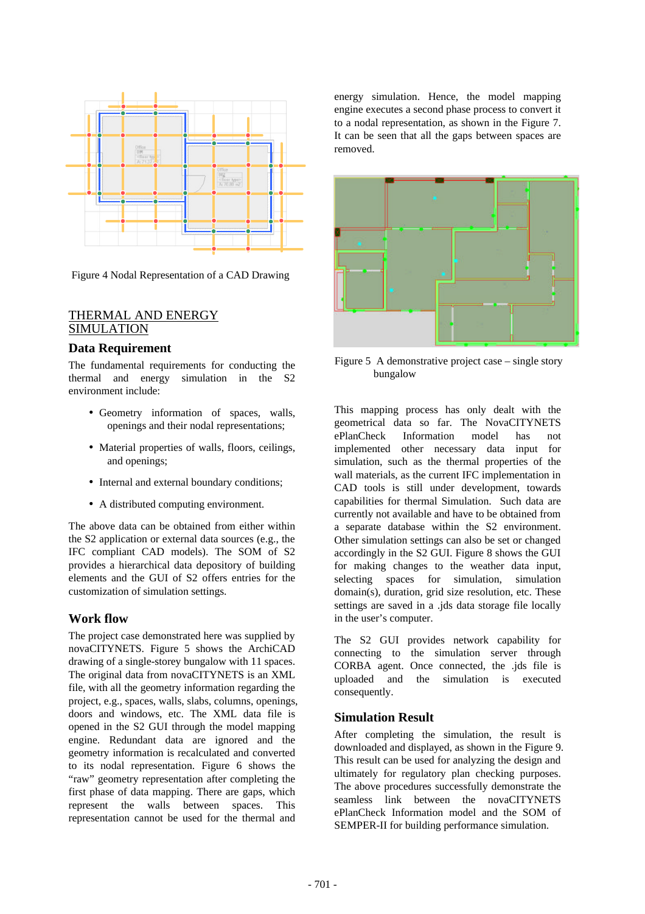Figure 4 Nodal Representation of a CAD Drawing

## THERMAL AND ENERGY SIMULATION

### Data Requirement

The fundamental requirements for conducting the thermal and energy simulation in the S2 environment include:

- Geometry information of spaces, walls, openings and their nodal representations;
- Material properties of walls, floors, ceilings, and openings;
- Internal and external boundary conditions;
- A distributed computing environment.

The above data can be obtained from either within the S2 application or external data sources (e.g., the IFC compliant CAD models). The SOM of S2 provides a hierarchical data depository of building elements and the GUI of S2 offers entries for the customization of simulation settings.

### Work flow

The project case demonstrated here was supplied by novaCITYNETS. Figure 5 shows the ArchiCAD drawing of a single-storey bungalow with 11 spaces. The original data from novaCITYNETS is an XML file, with all the geometry information regarding the project, e.g., spaces, walls, slabs, columns, openings, doors and windows, etc. The XML data file is opened in the S2 GUI through the model mapping engine. Redundant data are ignored and the geometry information is recalculated and converted to its nodal representation. Figure 6 shows the "raw" geometry representation after completing the first phase of data mapping. There are gaps, which represent the walls between spaces. This representation cannot be used for the thermal and energy simulation. Hence, the model mapping engine executes a second phase process to convert it to a nodal representation, as shown in the Figure 7. It can be seen that all the gaps between spaces are removed.

Figure 5 A demonstrative project case – single story bungalow

This mapping process has only dealt with the geometrical data so far. The NovaCITYNETS ePlanCheck Information model has not implemented other necessary data input for simulation, such as the thermal properties of the wall materials, as the current IFC implementation in CAD tools is still under development, towards capabilities for thermal Simulation. Such data are currently not available and have to be obtained from a separate database within the S2 environment. Other simulation settings can also be set or changed accordingly in the S2 GUI. Figure 8 shows the GUI for making changes to the weather data input, selecting spaces for simulation, simulation domain(s), duration, grid size resolution, etc. These settings are saved in a .jds data storage file locally in the user's computer.

The S2 GUI provides network capability for connecting to the simulation server through CORBA agent. Once connected, the .jds file is uploaded and the simulation is executed consequently.

### Simulation Result

After completing the simulation, the result is downloaded and displayed, as shown in the Figure 9. This result can be used for analyzing the design and ultimately for regulatory plan checking purposes. The above procedures successfully demonstrate the seamless link between the novaCITYNETS ePlanCheck Information model and the SOM of SEMPER-II for building performance simulation.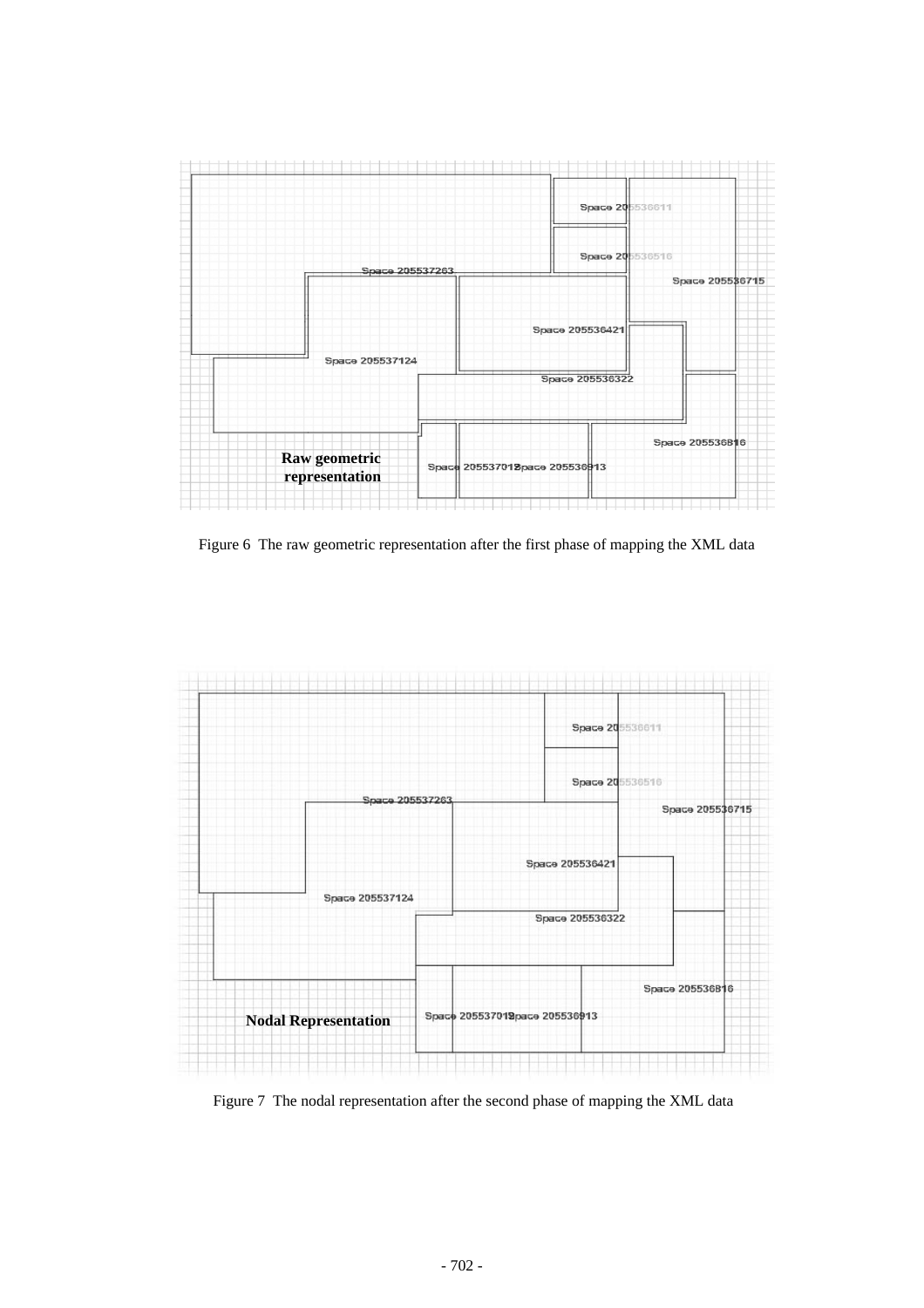Figure 6 The raw geometric representation after the first phase of mapping the XML data

Figure 7 The nodal representation after the second phase of mapping the XML data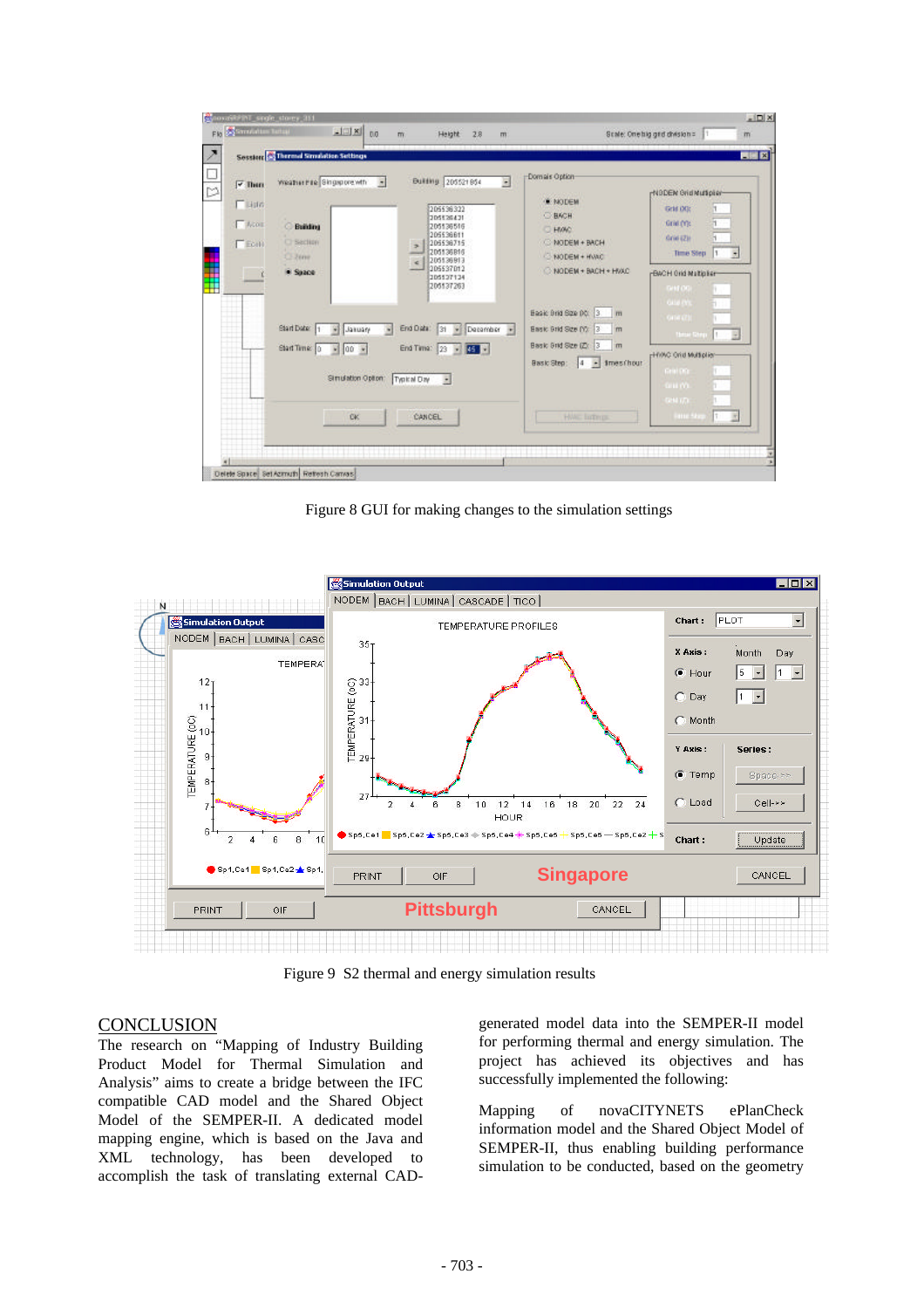Figure 8 GUI for making changes to the simulation settings

Figure 9 S2 thermal and energy simulation results

## CONCLUSION

The research on "Mapping of Industry Building Product Model for Thermal Simulation and Analysis" aims to create a bridge between the IFC compatible CAD model and the Shared Object Model of the SEMPER-II. A dedicated model mapping engine, which is based on the Java and XML technology, has been developed to accomplish the task of translating external CAD-generated model data into the SEMPER-II model for performing thermal and energy simulation. The project has achieved its objectives and has successfully implemented the following:

Mapping of novaCITYNETS ePlanCheck information model and the Shared Object Model of SEMPER-II, thus enabling building performance simulation to be conducted, based on the geometry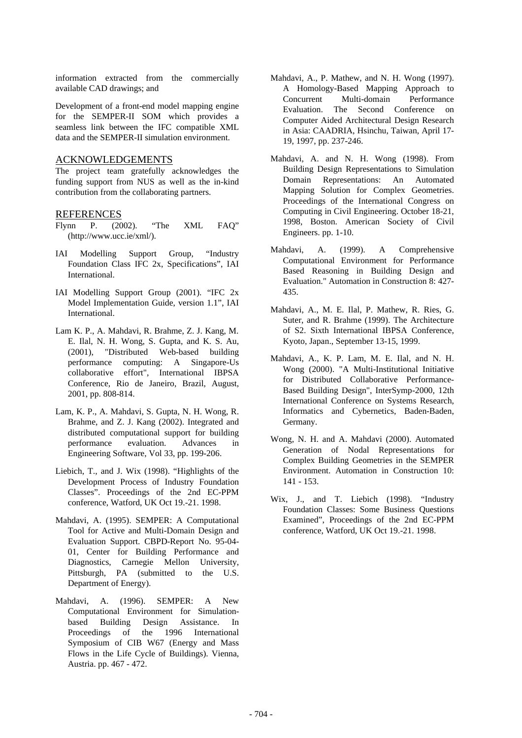information extracted from the commercially available CAD drawings; and

Development of a front-end model mapping engine for the SEMPER-II SOM which provides a seamless link between the IFC compatible XML data and the SEMPER-II simulation environment.

## ACKNOWLEDGEMENTS

The project team gratefully acknowledges the funding support from NUS as well as the in-kind contribution from the collaborating partners.

## REFERENCES

Flynn P. (2002). "The XML FAQ" (http://www.ucc.ie/xml/).

IAI Modelling Support Group, "Industry Foundation Class IFC 2x, Specifications", IAI International.

IAI Modelling Support Group (2001). "IFC 2x Model Implementation Guide, version 1.1", IAI International.

Lam K. P., A. Mahdavi, R. Brahme, Z. J. Kang, M. E. Ilal, N. H. Wong, S. Gupta, and K. S. Au, (2001), "Distributed Web-based building performance computing: A Singapore-Us collaborative effort", International IBPSA Conference, Rio de Janeiro, Brazil, August, 2001, pp. 808-814.

Lam, K. P., A. Mahdavi, S. Gupta, N. H. Wong, R. Brahme, and Z. J. Kang (2002). Integrated and distributed computational support for building performance evaluation. Advances in Engineering Software, Vol 33, pp. 199-206.

Liebich, T., and J. Wix (1998). "Highlights of the Development Process of Industry Foundation Classes". Proceedings of the 2nd EC-PPM conference, Watford, UK Oct 19.-21. 1998.

Mahdavi, A. (1995). SEMPER: A Computational Tool for Active and Multi-Domain Design and Evaluation Support. CBPD-Report No. 95-04-01, Center for Building Performance and Diagnostics, Carnegie Mellon University, Pittsburgh, PA (submitted to the U.S. Department of Energy).

Mahdavi, A. (1996). SEMPER: A New Computational Environment for Simulation-based Building Design Assistance. In Proceedings of the 1996 International Symposium of CIB W67 (Energy and Mass Flows in the Life Cycle of Buildings). Vienna, Austria. pp. 467 - 472.

Mahdavi, A., P. Mathew, and N. H. Wong (1997). A Homology-Based Mapping Approach to Concurrent Multi-domain Performance Evaluation. The Second Conference on Computer Aided Architectural Design Research in Asia: CAADRIA, Hsinchu, Taiwan, April 17-19, 1997, pp. 237-246.

Mahdavi, A. and N. H. Wong (1998). From Building Design Representations to Simulation Domain Representations: An Automated Mapping Solution for Complex Geometries. Proceedings of the International Congress on Computing in Civil Engineering. October 18-21, 1998, Boston. American Society of Civil Engineers. pp. 1-10.

Mahdavi, A. (1999). A Comprehensive Computational Environment for Performance Based Reasoning in Building Design and Evaluation." Automation in Construction 8: 427-435.

Mahdavi, A., M. E. Ilal, P. Mathew, R. Ries, G. Suter, and R. Brahme (1999). The Architecture of S2. Sixth International IBPSA Conference, Kyoto, Japan., September 13-15, 1999.

Mahdavi, A., K. P. Lam, M. E. Ilal, and N. H. Wong (2000). "A Multi-Institutional Initiative for Distributed Collaborative Performance-Based Building Design", InterSymp-2000, 12th International Conference on Systems Research, Informatics and Cybernetics, Baden-Baden, Germany.

Wong, N. H. and A. Mahdavi (2000). Automated Generation of Nodal Representations for Complex Building Geometries in the SEMPER Environment. Automation in Construction 10: 141 - 153.

Wix, J., and T. Liebich (1998). "Industry Foundation Classes: Some Business Questions Examined", Proceedings of the 2nd EC-PPM conference, Watford, UK Oct 19.-21. 1998.